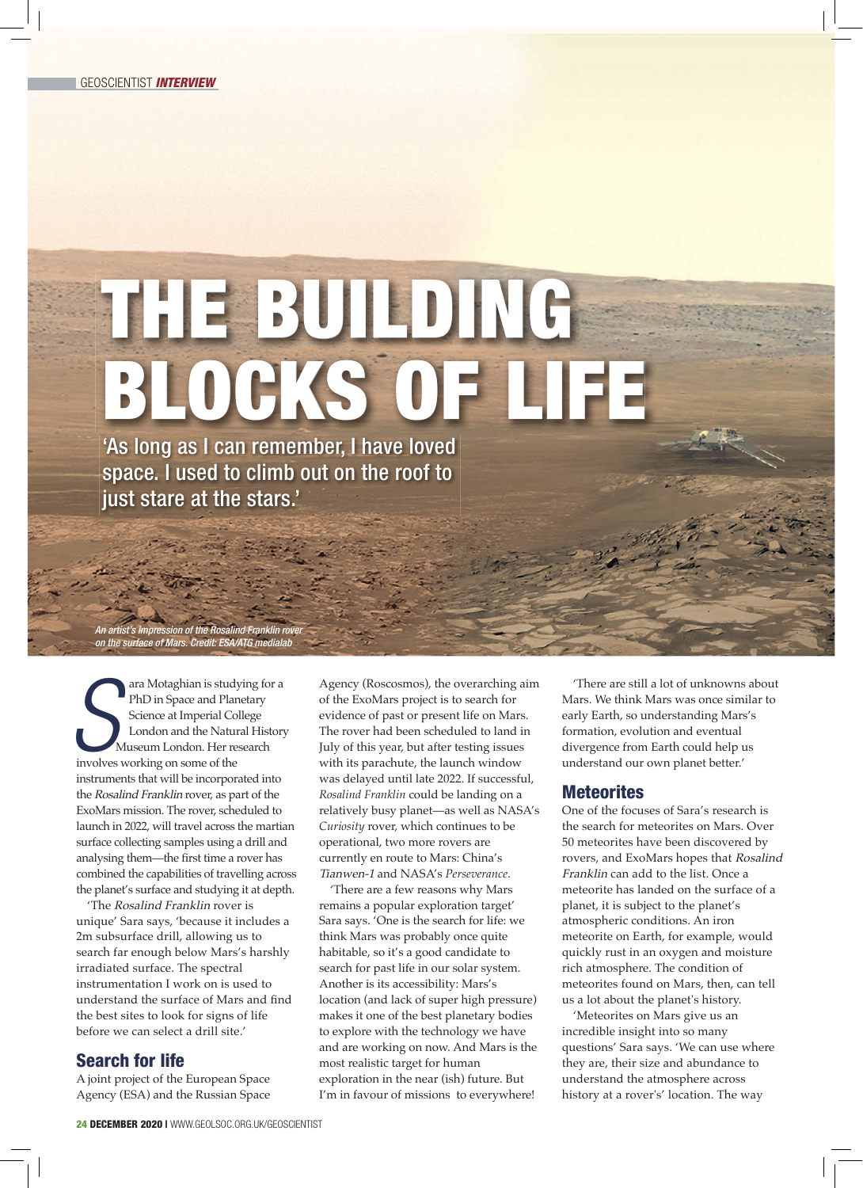# THE BUILDING BLOCKS OF LIFE

**'As long as I can remember, I have loved space. I used to climb out on the roof to just stare at the stars.'**

*An artist's impression of the Rosalind Franklin rover on the surface of Mars. Credit: ESA/ATG medialab*

Sara Motaghian is studying for a PhD in Space and Planetary Science at Imperial College London and the Natural History Museum London. Her research involves working on some of the instruments that will be incorporated into the *Rosalind Franklin* rover, as part of the ExoMars mission. The rover, scheduled to launch in 2022, will travel across the martian surface collecting samples using a drill and analysing them—the first time a rover has combined the capabilities of travelling across the planet's surface and studying it at depth.

'The *Rosalind Franklin* rover is unique' Sara says, 'because it includes a 2m subsurface drill, allowing us to search far enough below Mars's harshly irradiated surface. The spectral instrumentation I work on is used to understand the surface of Mars and find the best sites to look for signs of life before we can select a drill site.'

## Search for life

A joint project of the European Space Agency (ESA) and the Russian Space Agency (Roscosmos), the overarching aim of the ExoMars project is to search for evidence of past or present life on Mars. The rover had been scheduled to land in July of this year, but after testing issues with its parachute, the launch window was delayed until late 2022. If successful, *Rosalind Franklin* could be landing on a relatively busy planet—as well as NASA's *Curiosity* rover, which continues to be operational, two more rovers are currently en route to Mars: China's *Tianwen-1* and NASA's *Perseverance*.

'There are a few reasons why Mars remains a popular exploration target' Sara says. 'One is the search for life: we think Mars was probably once quite habitable, so it's a good candidate to search for past life in our solar system. Another is its accessibility: Mars's location (and lack of super high pressure) makes it one of the best planetary bodies to explore with the technology we have and are working on now. And Mars is the most realistic target for human exploration in the near (ish) future. But I'm in favour of missions to everywhere!

'There are still a lot of unknowns about Mars. We think Mars was once similar to early Earth, so understanding Mars's formation, evolution and eventual divergence from Earth could help us understand our own planet better.'

## Meteorites

One of the focuses of Sara's research is the search for meteorites on Mars. Over 50 meteorites have been discovered by rovers, and ExoMars hopes that *Rosalind Franklin* can add to the list. Once a meteorite has landed on the surface of a planet, it is subject to the planet's atmospheric conditions. An iron meteorite on Earth, for example, would quickly rust in an oxygen and moisture rich atmosphere. The condition of meteorites found on Mars, then, can tell us a lot about the planet's history.

'Meteorites on Mars give us an incredible insight into so many questions' Sara says. 'We can use where they are, their size and abundance to understand the atmosphere across history at a rover's' location. The way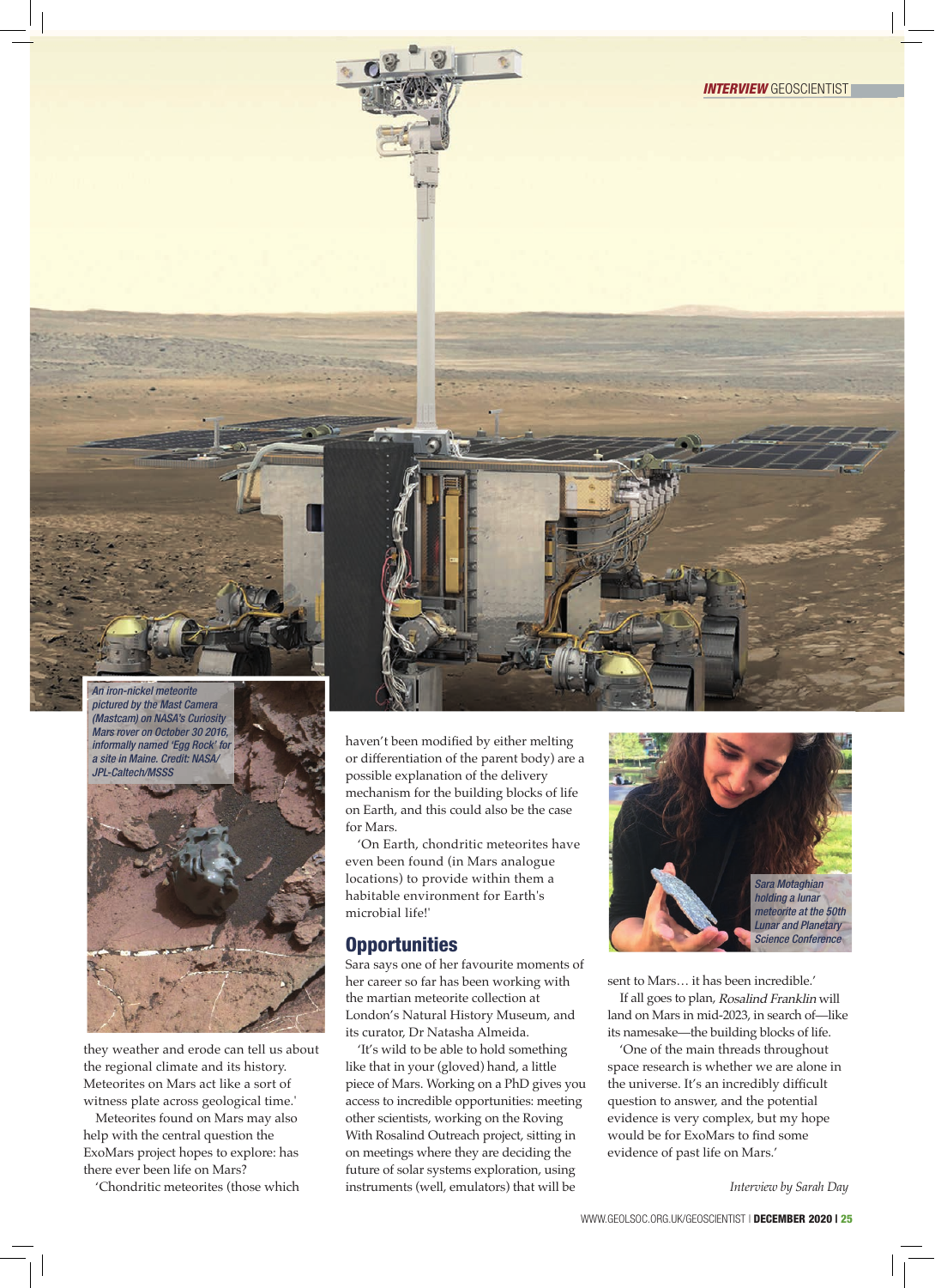An iron-nickel meteorite pictured by the Mast Camera (Mastcam) on NASA's Curiosity Mars rover on October 30 2016, informally named 'Egg Rock' for a site in Maine. Credit: NASA/JPL-Caltech/MSSS

they weather and erode can tell us about the regional climate and its history. Meteorites on Mars act like a sort of witness plate across geological time.'

Meteorites found on Mars may also help with the central question the ExoMars project hopes to explore: has there ever been life on Mars?

'Chondritic meteorites (those which haven't been modified by either melting or differentiation of the parent body) are a possible explanation of the delivery mechanism for the building blocks of life on Earth, and this could also be the case for Mars.

'On Earth, chondritic meteorites have even been found (in Mars analogue locations) to provide within them a habitable environment for Earth's microbial life!'

## Opportunities

Sara says one of her favourite moments of her career so far has been working with the martian meteorite collection at London's Natural History Museum, and its curator, Dr Natasha Almeida.

'It's wild to be able to hold something like that in your (gloved) hand, a little piece of Mars. Working on a PhD gives you access to incredible opportunities: meeting other scientists, working on the Roving With Rosalind Outreach project, sitting in on meetings where they are deciding the future of solar systems exploration, using instruments (well, emulators) that will be sent to Mars… it has been incredible.'

Sara Motaghian holding a lunar meteorite at the 50th Lunar and Planetary Science Conference

If all goes to plan, *Rosalind Franklin* will land on Mars in mid-2023, in search of—like its namesake—the building blocks of life.

'One of the main threads throughout space research is whether we are alone in the universe. It's an incredibly difficult question to answer, and the potential evidence is very complex, but my hope would be for ExoMars to find some evidence of past life on Mars.'

*Interview by Sarah Day*